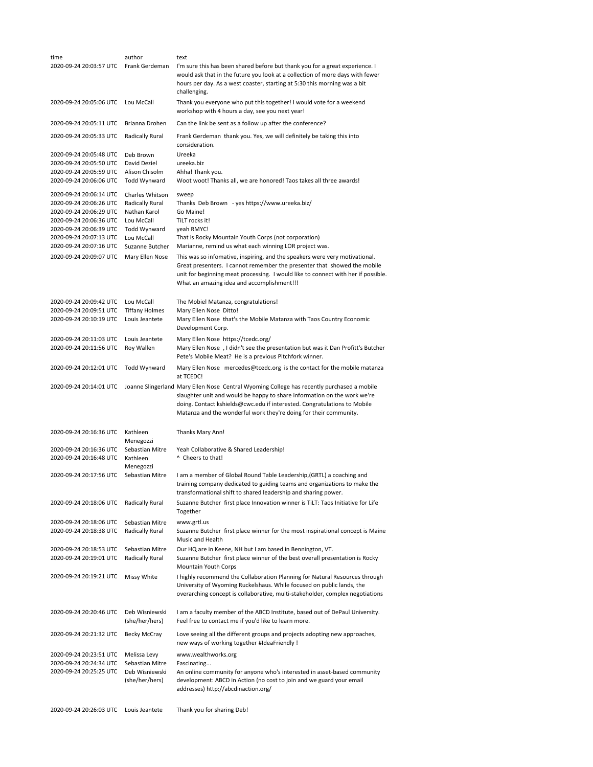| time | author | text |
| --- | --- | --- |
| 2020-09-24 20:03:57 UTC | Frank Gerdeman | I'm sure this has been shared before but thank you for a great experience. I would ask that in the future you look at a collection of more days with fewer hours per day. As a west coaster, starting at 5:30 this morning was a bit challenging. |
| 2020-09-24 20:05:06 UTC | Lou McCall | Thank you everyone who put this together! I would vote for a weekend workshop with 4 hours a day, see you next year! |
| 2020-09-24 20:05:11 UTC | Brianna Drohen | Can the link be sent as a follow up after the conference? |
| 2020-09-24 20:05:33 UTC | Radically Rural | Frank Gerdeman thank you. Yes, we will definitely be taking this into consideration. |
| 2020-09-24 20:05:48 UTC | Deb Brown | Ureeka |
| 2020-09-24 20:05:50 UTC | David Deziel | ureeka.biz |
| 2020-09-24 20:05:59 UTC | Alison Chisolm | Ahha! Thank you. |
| 2020-09-24 20:06:06 UTC | Todd Wynward | Woot woot! Thanks all, we are honored! Taos takes all three awards! |
| 2020-09-24 20:06:14 UTC | Charles Whitson | sweep |
| 2020-09-24 20:06:26 UTC | Radically Rural | Thanks Deb Brown - yes https://www.ureeka.biz/ |
| 2020-09-24 20:06:29 UTC | Nathan Karol | Go Maine! |
| 2020-09-24 20:06:36 UTC | Lou McCall | TiLT rocks it! |
| 2020-09-24 20:06:39 UTC | Todd Wynward | yeah RMYC! |
| 2020-09-24 20:07:13 UTC | Lou McCall | That is Rocky Mountain Youth Corps (not corporation) |
| 2020-09-24 20:07:16 UTC | Suzanne Butcher | Marianne, remind us what each winning LOR project was. |
| 2020-09-24 20:09:07 UTC | Mary Ellen Nose | This was so infomative, inspiring, and the speakers were very motivational. Great presenters. I cannot remember the presenter that showed the mobile unit for beginning meat processing. I would like to connect with her if possible. What an amazing idea and accomplishment!!! |
| 2020-09-24 20:09:42 UTC | Lou McCall | The Mobiel Matanza, congratulations! |
| 2020-09-24 20:09:51 UTC | Tiffany Holmes | Mary Ellen Nose Ditto! |
| 2020-09-24 20:10:19 UTC | Louis Jeantete | Mary Ellen Nose that's the Mobile Matanza with Taos Country Economic Development Corp. |
| 2020-09-24 20:11:03 UTC | Louis Jeantete | Mary Ellen Nose https://tcedc.org/ |
| 2020-09-24 20:11:56 UTC | Roy Wallen | Mary Ellen Nose , I didn't see the presentation but was it Dan Profitt's Butcher Pete's Mobile Meat? He is a previous Pitchfork winner. |
| 2020-09-24 20:12:01 UTC | Todd Wynward | Mary Ellen Nose mercedes@tcedc.org is the contact for the mobile matanza at TCEDC! |
| 2020-09-24 20:14:01 UTC | Joanne Slingerland | Mary Ellen Nose Central Wyoming College has recently purchased a mobile slaughter unit and would be happy to share information on the work we're doing. Contact kshields@cwc.edu if interested. Congratulations to Mobile Matanza and the wonderful work they're doing for their community. |
| 2020-09-24 20:16:36 UTC | Kathleen Menegozzi | Thanks Mary Ann! |
| 2020-09-24 20:16:36 UTC | Sebastian Mitre | Yeah Collaborative & Shared Leadership! |
| 2020-09-24 20:16:48 UTC | Kathleen Menegozzi | ^ Cheers to that! |
| 2020-09-24 20:17:56 UTC | Sebastian Mitre | I am a member of Global Round Table Leadership,(GRTL) a coaching and training company dedicated to guiding teams and organizations to make the transformational shift to shared leadership and sharing power. |
| 2020-09-24 20:18:06 UTC | Radically Rural | Suzanne Butcher first place Innovation winner is TiLT: Taos Initiative for Life Together |
| 2020-09-24 20:18:06 UTC | Sebastian Mitre | www.grtl.us |
| 2020-09-24 20:18:38 UTC | Radically Rural | Suzanne Butcher first place winner for the most inspirational concept is Maine Music and Health |
| 2020-09-24 20:18:53 UTC | Sebastian Mitre | Our HQ are in Keene, NH but I am based in Bennington, VT. |
| 2020-09-24 20:19:01 UTC | Radically Rural | Suzanne Butcher first place winner of the best overall presentation is Rocky Mountain Youth Corps |
| 2020-09-24 20:19:21 UTC | Missy White | I highly recommend the Collaboration Planning for Natural Resources through University of Wyoming Ruckelshaus. While focused on public lands, the overarching concept is collaborative, multi-stakeholder, complex negotiations |
| 2020-09-24 20:20:46 UTC | Deb Wisniewski (she/her/hers) | I am a faculty member of the ABCD Institute, based out of DePaul University. Feel free to contact me if you'd like to learn more. |
| 2020-09-24 20:21:32 UTC | Becky McCray | Love seeing all the different groups and projects adopting new approaches, new ways of working together #IdeaFriendly ! |
| 2020-09-24 20:23:51 UTC | Melissa Levy | www.wealthworks.org |
| 2020-09-24 20:24:34 UTC | Sebastian Mitre | Fascinating... |
| 2020-09-24 20:25:25 UTC | Deb Wisniewski (she/her/hers) | An online community for anyone who's interested in asset-based community development: ABCD in Action (no cost to join and we guard your email addresses) http://abcdinaction.org/ |
| 2020-09-24 20:26:03 UTC | Louis Jeantete | Thank you for sharing Deb! |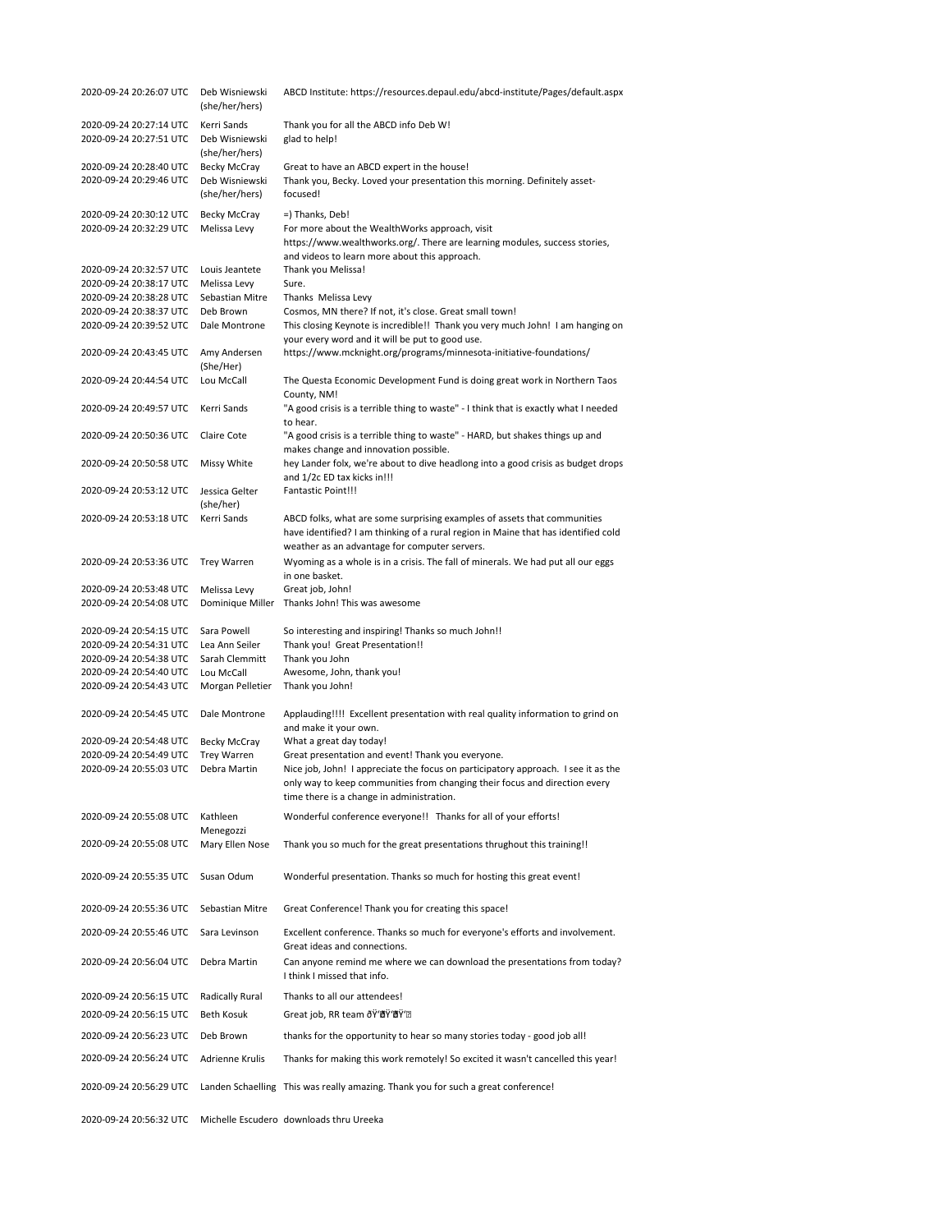| | | |
|---|---|---|
| 2020-09-24 20:26:07 UTC | Deb Wisniewski (she/her/hers) | ABCD Institute: https://resources.depaul.edu/abcd-institute/Pages/default.aspx |
| 2020-09-24 20:27:14 UTC | Kerri Sands | Thank you for all the ABCD info Deb W! |
| 2020-09-24 20:27:51 UTC | Deb Wisniewski (she/her/hers) | glad to help! |
| 2020-09-24 20:28:40 UTC | Becky McCray | Great to have an ABCD expert in the house! |
| 2020-09-24 20:29:46 UTC | Deb Wisniewski (she/her/hers) | Thank you, Becky. Loved your presentation this morning. Definitely asset-focused! |
| 2020-09-24 20:30:12 UTC | Becky McCray | =) Thanks, Deb! |
| 2020-09-24 20:32:29 UTC | Melissa Levy | For more about the WealthWorks approach, visit https://www.wealthworks.org/. There are learning modules, success stories, and videos to learn more about this approach. |
| 2020-09-24 20:32:57 UTC | Louis Jeantete | Thank you Melissa! |
| 2020-09-24 20:38:17 UTC | Melissa Levy | Sure. |
| 2020-09-24 20:38:28 UTC | Sebastian Mitre | Thanks Melissa Levy |
| 2020-09-24 20:38:37 UTC | Deb Brown | Cosmos, MN there? If not, it's close. Great small town! |
| 2020-09-24 20:39:52 UTC | Dale Montrone | This closing Keynote is incredible!! Thank you very much John! I am hanging on your every word and it will be put to good use. |
| 2020-09-24 20:43:45 UTC | Amy Andersen (She/Her) | https://www.mcknight.org/programs/minnesota-initiative-foundations/ |
| 2020-09-24 20:44:54 UTC | Lou McCall | The Questa Economic Development Fund is doing great work in Northern Taos County, NM! |
| 2020-09-24 20:49:57 UTC | Kerri Sands | "A good crisis is a terrible thing to waste" - I think that is exactly what I needed to hear. |
| 2020-09-24 20:50:36 UTC | Claire Cote | "A good crisis is a terrible thing to waste" - HARD, but shakes things up and makes change and innovation possible. |
| 2020-09-24 20:50:58 UTC | Missy White | hey Lander folx, we're about to dive headlong into a good crisis as budget drops and 1/2c ED tax kicks in!!! |
| 2020-09-24 20:53:12 UTC | Jessica Gelter (she/her) | Fantastic Point!!! |
| 2020-09-24 20:53:18 UTC | Kerri Sands | ABCD folks, what are some surprising examples of assets that communities have identified? I am thinking of a rural region in Maine that has identified cold weather as an advantage for computer servers. |
| 2020-09-24 20:53:36 UTC | Trey Warren | Wyoming as a whole is in a crisis. The fall of minerals. We had put all our eggs in one basket. |
| 2020-09-24 20:53:48 UTC | Melissa Levy | Great job, John! |
| 2020-09-24 20:54:08 UTC | Dominique Miller | Thanks John! This was awesome |
| 2020-09-24 20:54:15 UTC | Sara Powell | So interesting and inspiring! Thanks so much John!! |
| 2020-09-24 20:54:31 UTC | Lea Ann Seiler | Thank you! Great Presentation!! |
| 2020-09-24 20:54:38 UTC | Sarah Clemmitt | Thank you John |
| 2020-09-24 20:54:40 UTC | Lou McCall | Awesome, John, thank you! |
| 2020-09-24 20:54:43 UTC | Morgan Pelletier | Thank you John! |
| 2020-09-24 20:54:45 UTC | Dale Montrone | Applauding!!!! Excellent presentation with real quality information to grind on and make it your own. |
| 2020-09-24 20:54:48 UTC | Becky McCray | What a great day today! |
| 2020-09-24 20:54:49 UTC | Trey Warren | Great presentation and event! Thank you everyone. |
| 2020-09-24 20:55:03 UTC | Debra Martin | Nice job, John! I appreciate the focus on participatory approach. I see it as the only way to keep communities from changing their focus and direction every time there is a change in administration. |
| 2020-09-24 20:55:08 UTC | Kathleen Menegozzi | Wonderful conference everyone!! Thanks for all of your efforts! |
| 2020-09-24 20:55:08 UTC | Mary Ellen Nose | Thank you so much for the great presentations thrughout this training!! |
| 2020-09-24 20:55:35 UTC | Susan Odum | Wonderful presentation. Thanks so much for hosting this great event! |
| 2020-09-24 20:55:36 UTC | Sebastian Mitre | Great Conference! Thank you for creating this space! |
| 2020-09-24 20:55:46 UTC | Sara Levinson | Excellent conference. Thanks so much for everyone's efforts and involvement. Great ideas and connections. |
| 2020-09-24 20:56:04 UTC | Debra Martin | Can anyone remind me where we can download the presentations from today? I think I missed that info. |
| 2020-09-24 20:56:15 UTC | Radically Rural | Thanks to all our attendees! |
| 2020-09-24 20:56:15 UTC | Beth Kosuk | Great job, RR team ðŸ‘ðŸ‘ |
| 2020-09-24 20:56:23 UTC | Deb Brown | thanks for the opportunity to hear so many stories today - good job all! |
| 2020-09-24 20:56:24 UTC | Adrienne Krulis | Thanks for making this work remotely! So excited it wasn't cancelled this year! |
| 2020-09-24 20:56:29 UTC | Landen Schaelling | This was really amazing. Thank you for such a great conference! |
| 2020-09-24 20:56:32 UTC | Michelle Escudero | downloads thru Ureeka |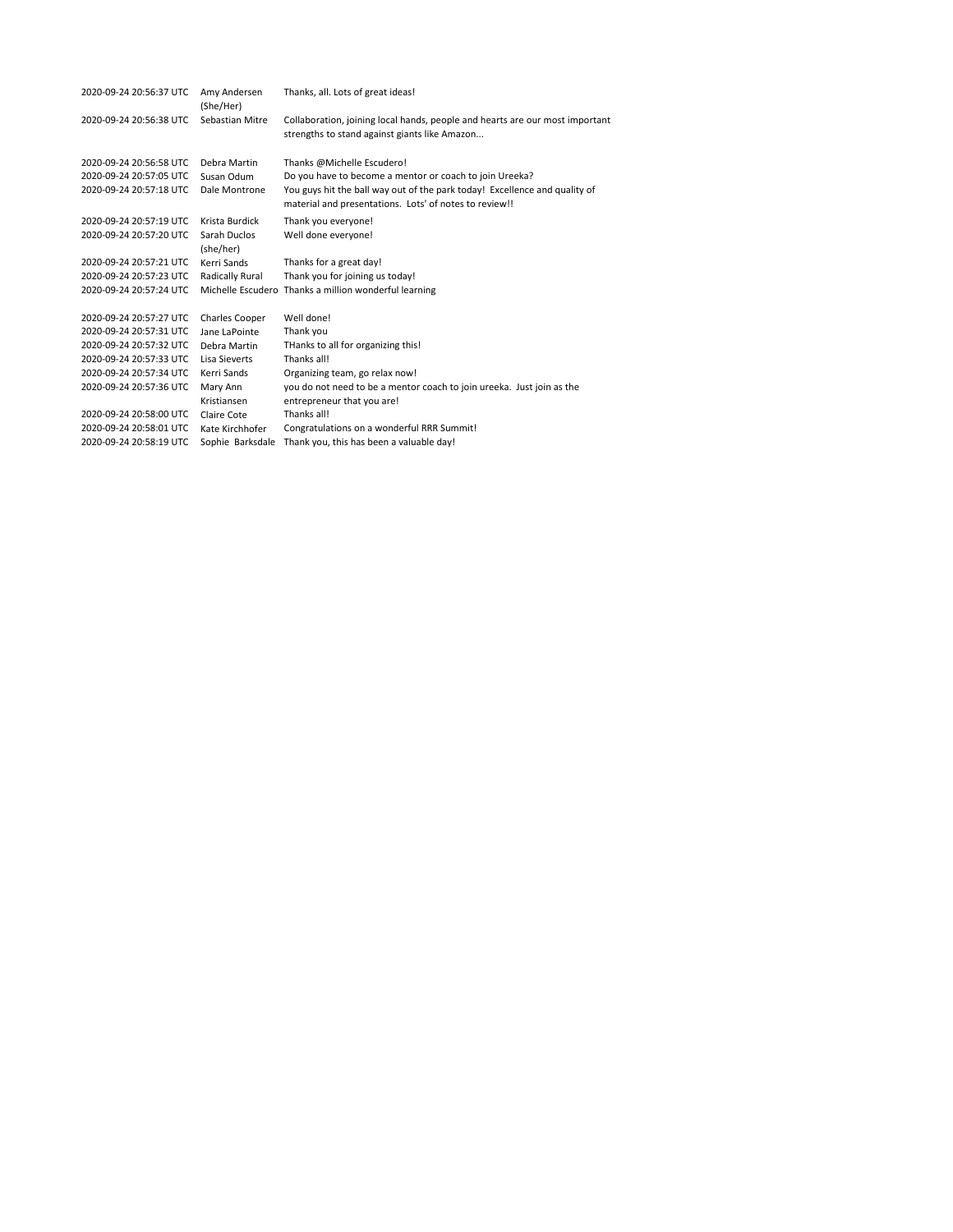| | | |
|---|---|---|
| 2020-09-24 20:56:37 UTC | Amy Andersen (She/Her) | Thanks, all. Lots of great ideas! |
| 2020-09-24 20:56:38 UTC | Sebastian Mitre | Collaboration, joining local hands, people and hearts are our most important strengths to stand against giants like Amazon... |
| 2020-09-24 20:56:58 UTC | Debra Martin | Thanks @Michelle Escudero! |
| 2020-09-24 20:57:05 UTC | Susan Odum | Do you have to become a mentor or coach to join Ureeka? |
| 2020-09-24 20:57:18 UTC | Dale Montrone | You guys hit the ball way out of the park today! Excellence and quality of material and presentations. Lots' of notes to review!! |
| 2020-09-24 20:57:19 UTC | Krista Burdick | Thank you everyone! |
| 2020-09-24 20:57:20 UTC | Sarah Duclos (she/her) | Well done everyone! |
| 2020-09-24 20:57:21 UTC | Kerri Sands | Thanks for a great day! |
| 2020-09-24 20:57:23 UTC | Radically Rural | Thank you for joining us today! |
| 2020-09-24 20:57:24 UTC | Michelle Escudero | Thanks a million wonderful learning |
| 2020-09-24 20:57:27 UTC | Charles Cooper | Well done! |
| 2020-09-24 20:57:31 UTC | Jane LaPointe | Thank you |
| 2020-09-24 20:57:32 UTC | Debra Martin | THanks to all for organizing this! |
| 2020-09-24 20:57:33 UTC | Lisa Sieverts | Thanks all! |
| 2020-09-24 20:57:34 UTC | Kerri Sands | Organizing team, go relax now! |
| 2020-09-24 20:57:36 UTC | Mary Ann Kristiansen | you do not need to be a mentor coach to join ureeka. Just join as the entrepreneur that you are! |
| 2020-09-24 20:58:00 UTC | Claire Cote | Thanks all! |
| 2020-09-24 20:58:01 UTC | Kate Kirchhofer | Congratulations on a wonderful RRR Summit! |
| 2020-09-24 20:58:19 UTC | Sophie Barksdale | Thank you, this has been a valuable day! |